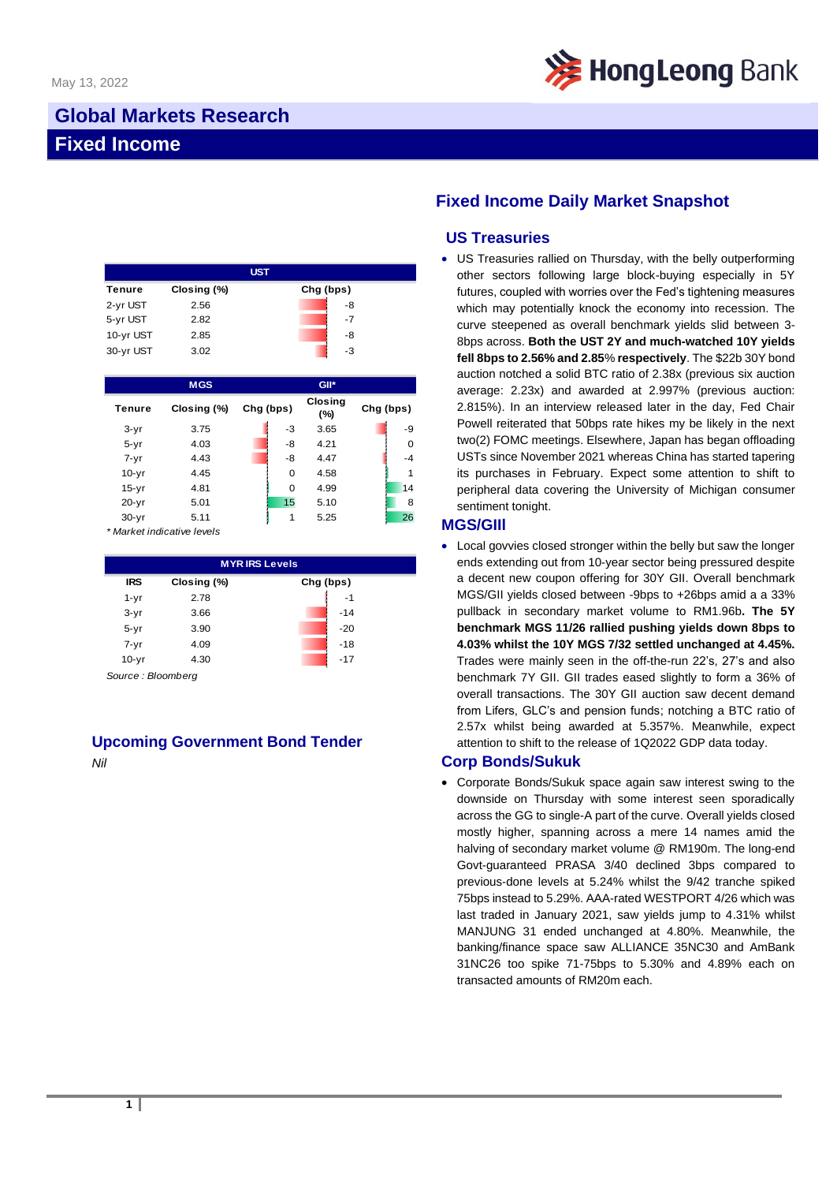May 13, 2022

# Global Markets Research
# Fixed Income

## Fixed Income Daily Market Snapshot

### US Treasuries

- US Treasuries rallied on Thursday, with the belly outperforming other sectors following large block-buying especially in 5Y futures, coupled with worries over the Fed's tightening measures which may potentially knock the economy into recession. The curve steepened as overall benchmark yields slid between 3-8bps across. **Both the UST 2Y and much-watched 10Y yields fell 8bps to 2.56% and 2.85% respectively**. The $22b 30Y bond auction notched a solid BTC ratio of 2.38x (previous six auction average: 2.23x) and awarded at 2.997% (previous auction: 2.815%). In an interview released later in the day, Fed Chair Powell reiterated that 50bps rate hikes my be likely in the next two(2) FOMC meetings. Elsewhere, Japan has began offloading USTs since November 2021 whereas China has started tapering its purchases in February. Expect some attention to shift to peripheral data covering the University of Michigan consumer sentiment tonight.

### MGS/GIII

- Local govvies closed stronger within the belly but saw the longer ends extending out from 10-year sector being pressured despite a decent new coupon offering for 30Y GII. Overall benchmark MGS/GII yields closed between -9bps to +26bps amid a a 33% pullback in secondary market volume to RM1.96b**. The 5Y benchmark MGS 11/26 rallied pushing yields down 8bps to 4.03% whilst the 10Y MGS 7/32 settled unchanged at 4.45%.** Trades were mainly seen in the off-the-run 22's, 27's and also benchmark 7Y GII. GII trades eased slightly to form a 36% of overall transactions. The 30Y GII auction saw decent demand from Lifers, GLC's and pension funds; notching a BTC ratio of 2.57x whilst being awarded at 5.357%. Meanwhile, expect attention to shift to the release of 1Q2022 GDP data today.

### Corp Bonds/Sukuk

- Corporate Bonds/Sukuk space again saw interest swing to the downside on Thursday with some interest seen sporadically across the GG to single-A part of the curve. Overall yields closed mostly higher, spanning across a mere 14 names amid the halving of secondary market volume @ RM190m. The long-end Govt-guaranteed PRASA 3/40 declined 3bps compared to previous-done levels at 5.24% whilst the 9/42 tranche spiked 75bps instead to 5.29%. AAA-rated WESTPORT 4/26 which was last traded in January 2021, saw yields jump to 4.31% whilst MANJUNG 31 ended unchanged at 4.80%. Meanwhile, the banking/finance space saw ALLIANCE 35NC30 and AmBank 31NC26 too spike 71-75bps to 5.30% and 4.89% each on transacted amounts of RM20m each.

| UST | | |
|---|---|---|
| Tenure | Closing (%) | Chg (bps) |
| 2-yr UST | 2.56 | -8 |
| 5-yr UST | 2.82 | -7 |
| 10-yr UST | 2.85 | -8 |
| 30-yr UST | 3.02 | -3 |

| | MGS | | GII* | |
|---|---|---|---|---|
| Tenure | Closing (%) | Chg (bps) | Closing (%) | Chg (bps) |
| 3-yr | 3.75 | -3 | 3.65 | -9 |
| 5-yr | 4.03 | -8 | 4.21 | 0 |
| 7-yr | 4.43 | -8 | 4.47 | -4 |
| 10-yr | 4.45 | 0 | 4.58 | 1 |
| 15-yr | 4.81 | 0 | 4.99 | 14 |
| 20-yr | 5.01 | 15 | 5.10 | 8 |
| 30-yr | 5.11 | 1 | 5.25 | 26 |

*\* Market indicative levels*

| MYR IRS Levels | | |
|---|---|---|
| IRS | Closing (%) | Chg (bps) |
| 1-yr | 2.78 | -1 |
| 3-yr | 3.66 | -14 |
| 5-yr | 3.90 | -20 |
| 7-yr | 4.09 | -18 |
| 10-yr | 4.30 | -17 |

*Source : Bloomberg*

## Upcoming Government Bond Tender

*Nil*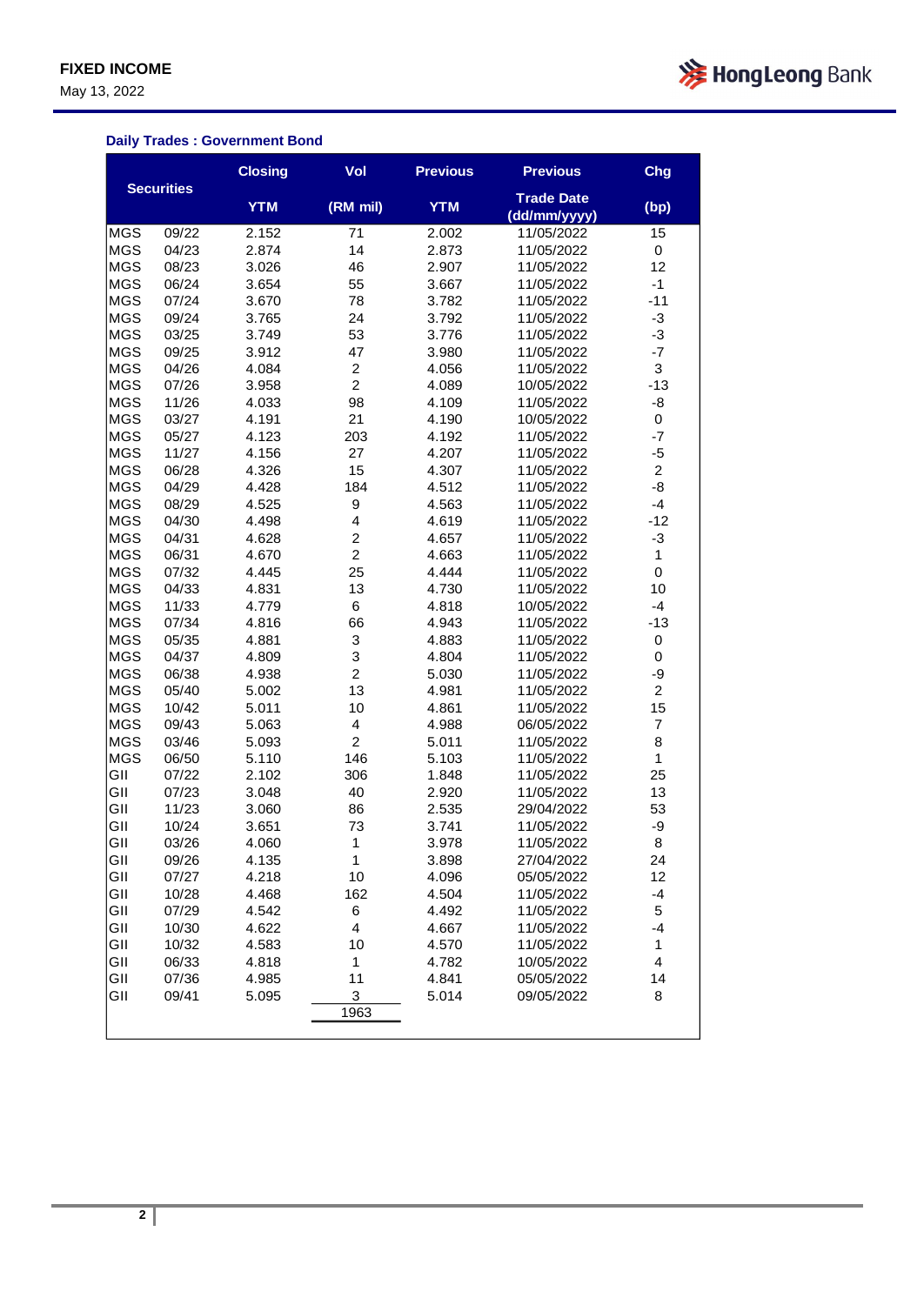**FIXED INCOME**

May 13, 2022

### Daily Trades : Government Bond

| Securities | | Closing YTM | Vol (RM mil) | Previous YTM | Previous Trade Date (dd/mm/yyyy) | Chg (bp) |
|---|---|---|---|---|---|---|
| MGS | 09/22 | 2.152 | 71 | 2.002 | 11/05/2022 | 15 |
| MGS | 04/23 | 2.874 | 14 | 2.873 | 11/05/2022 | 0 |
| MGS | 08/23 | 3.026 | 46 | 2.907 | 11/05/2022 | 12 |
| MGS | 06/24 | 3.654 | 55 | 3.667 | 11/05/2022 | -1 |
| MGS | 07/24 | 3.670 | 78 | 3.782 | 11/05/2022 | -11 |
| MGS | 09/24 | 3.765 | 24 | 3.792 | 11/05/2022 | -3 |
| MGS | 03/25 | 3.749 | 53 | 3.776 | 11/05/2022 | -3 |
| MGS | 09/25 | 3.912 | 47 | 3.980 | 11/05/2022 | -7 |
| MGS | 04/26 | 4.084 | 2 | 4.056 | 11/05/2022 | 3 |
| MGS | 07/26 | 3.958 | 2 | 4.089 | 10/05/2022 | -13 |
| MGS | 11/26 | 4.033 | 98 | 4.109 | 11/05/2022 | -8 |
| MGS | 03/27 | 4.191 | 21 | 4.190 | 10/05/2022 | 0 |
| MGS | 05/27 | 4.123 | 203 | 4.192 | 11/05/2022 | -7 |
| MGS | 11/27 | 4.156 | 27 | 4.207 | 11/05/2022 | -5 |
| MGS | 06/28 | 4.326 | 15 | 4.307 | 11/05/2022 | 2 |
| MGS | 04/29 | 4.428 | 184 | 4.512 | 11/05/2022 | -8 |
| MGS | 08/29 | 4.525 | 9 | 4.563 | 11/05/2022 | -4 |
| MGS | 04/30 | 4.498 | 4 | 4.619 | 11/05/2022 | -12 |
| MGS | 04/31 | 4.628 | 2 | 4.657 | 11/05/2022 | -3 |
| MGS | 06/31 | 4.670 | 2 | 4.663 | 11/05/2022 | 1 |
| MGS | 07/32 | 4.445 | 25 | 4.444 | 11/05/2022 | 0 |
| MGS | 04/33 | 4.831 | 13 | 4.730 | 11/05/2022 | 10 |
| MGS | 11/33 | 4.779 | 6 | 4.818 | 10/05/2022 | -4 |
| MGS | 07/34 | 4.816 | 66 | 4.943 | 11/05/2022 | -13 |
| MGS | 05/35 | 4.881 | 3 | 4.883 | 11/05/2022 | 0 |
| MGS | 04/37 | 4.809 | 3 | 4.804 | 11/05/2022 | 0 |
| MGS | 06/38 | 4.938 | 2 | 5.030 | 11/05/2022 | -9 |
| MGS | 05/40 | 5.002 | 13 | 4.981 | 11/05/2022 | 2 |
| MGS | 10/42 | 5.011 | 10 | 4.861 | 11/05/2022 | 15 |
| MGS | 09/43 | 5.063 | 4 | 4.988 | 06/05/2022 | 7 |
| MGS | 03/46 | 5.093 | 2 | 5.011 | 11/05/2022 | 8 |
| MGS | 06/50 | 5.110 | 146 | 5.103 | 11/05/2022 | 1 |
| GII | 07/22 | 2.102 | 306 | 1.848 | 11/05/2022 | 25 |
| GII | 07/23 | 3.048 | 40 | 2.920 | 11/05/2022 | 13 |
| GII | 11/23 | 3.060 | 86 | 2.535 | 29/04/2022 | 53 |
| GII | 10/24 | 3.651 | 73 | 3.741 | 11/05/2022 | -9 |
| GII | 03/26 | 4.060 | 1 | 3.978 | 11/05/2022 | 8 |
| GII | 09/26 | 4.135 | 1 | 3.898 | 27/04/2022 | 24 |
| GII | 07/27 | 4.218 | 10 | 4.096 | 05/05/2022 | 12 |
| GII | 10/28 | 4.468 | 162 | 4.504 | 11/05/2022 | -4 |
| GII | 07/29 | 4.542 | 6 | 4.492 | 11/05/2022 | 5 |
| GII | 10/30 | 4.622 | 4 | 4.667 | 11/05/2022 | -4 |
| GII | 10/32 | 4.583 | 10 | 4.570 | 11/05/2022 | 1 |
| GII | 06/33 | 4.818 | 1 | 4.782 | 10/05/2022 | 4 |
| GII | 07/36 | 4.985 | 11 | 4.841 | 05/05/2022 | 14 |
| GII | 09/41 | 5.095 | 3 | 5.014 | 09/05/2022 | 8 |
| | | | 1963 | | | |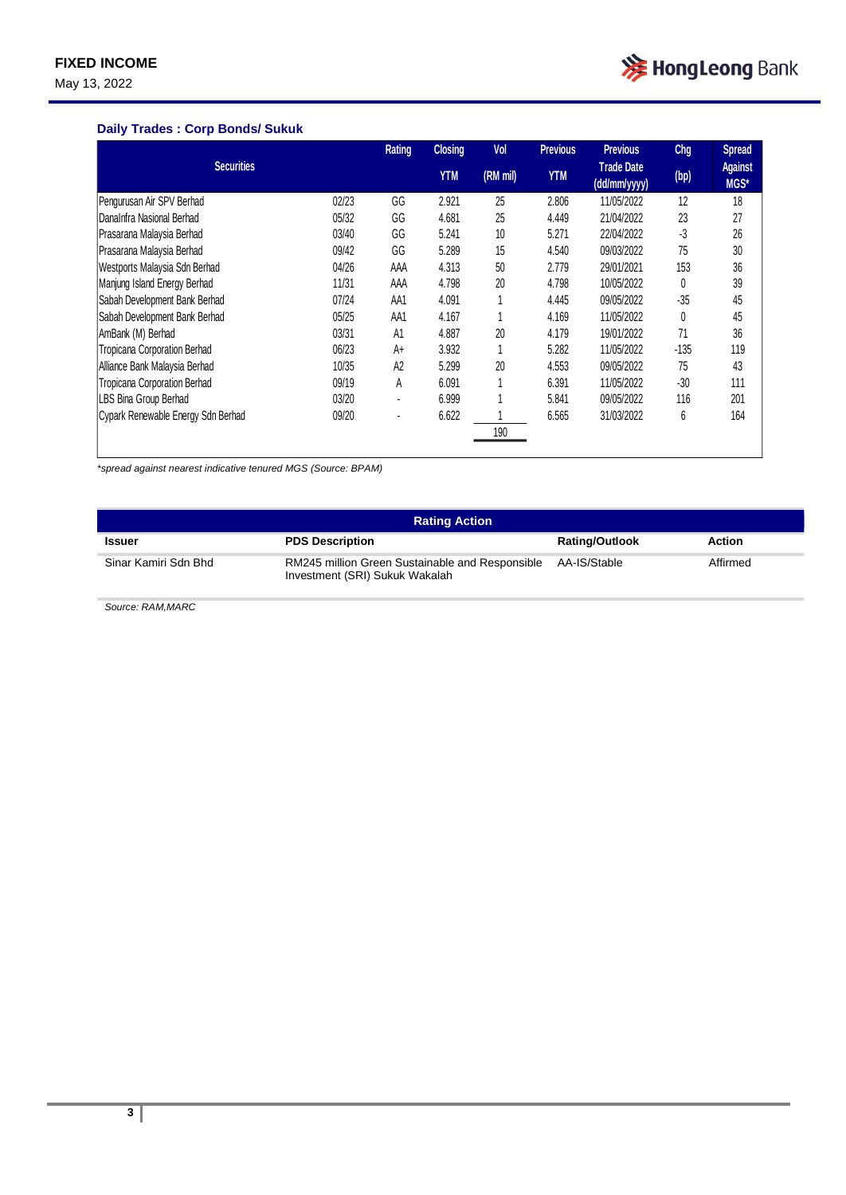### Daily Trades : Corp Bonds/ Sukuk

| Securities | | Rating | Closing YTM | Vol (RM mil) | Previous YTM | Previous Trade Date (dd/mm/yyyy) | Chg (bp) | Spread Against MGS* |
|---|---|---|---|---|---|---|---|---|
| Pengurusan Air SPV Berhad | 02/23 | GG | 2.921 | 25 | 2.806 | 11/05/2022 | 12 | 18 |
| DanaInfra Nasional Berhad | 05/32 | GG | 4.681 | 25 | 4.449 | 21/04/2022 | 23 | 27 |
| Prasarana Malaysia Berhad | 03/40 | GG | 5.241 | 10 | 5.271 | 22/04/2022 | -3 | 26 |
| Prasarana Malaysia Berhad | 09/42 | GG | 5.289 | 15 | 4.540 | 09/03/2022 | 75 | 30 |
| Westports Malaysia Sdn Berhad | 04/26 | AAA | 4.313 | 50 | 2.779 | 29/01/2021 | 153 | 36 |
| Manjung Island Energy Berhad | 11/31 | AAA | 4.798 | 20 | 4.798 | 10/05/2022 | 0 | 39 |
| Sabah Development Bank Berhad | 07/24 | AA1 | 4.091 | 1 | 4.445 | 09/05/2022 | -35 | 45 |
| Sabah Development Bank Berhad | 05/25 | AA1 | 4.167 | 1 | 4.169 | 11/05/2022 | 0 | 45 |
| AmBank (M) Berhad | 03/31 | A1 | 4.887 | 20 | 4.179 | 19/01/2022 | 71 | 36 |
| Tropicana Corporation Berhad | 06/23 | A+ | 3.932 | 1 | 5.282 | 11/05/2022 | -135 | 119 |
| Alliance Bank Malaysia Berhad | 10/35 | A2 | 5.299 | 20 | 4.553 | 09/05/2022 | 75 | 43 |
| Tropicana Corporation Berhad | 09/19 | A | 6.091 | 1 | 6.391 | 11/05/2022 | -30 | 111 |
| LBS Bina Group Berhad | 03/20 | - | 6.999 | 1 | 5.841 | 09/05/2022 | 116 | 201 |
| Cypark Renewable Energy Sdn Berhad | 09/20 | - | 6.622 | 1 | 6.565 | 31/03/2022 | 6 | 164 |
| | | | | 190 | | | | |

*spread against nearest indicative tenured MGS (Source: BPAM)*

| Rating Action | | | |
|---|---|---|---|
| **Issuer** | **PDS Description** | **Rating/Outlook** | **Action** |
| Sinar Kamiri Sdn Bhd | RM245 million Green Sustainable and Responsible Investment (SRI) Sukuk Wakalah | AA-IS/Stable | Affirmed |

*Source: RAM,MARC*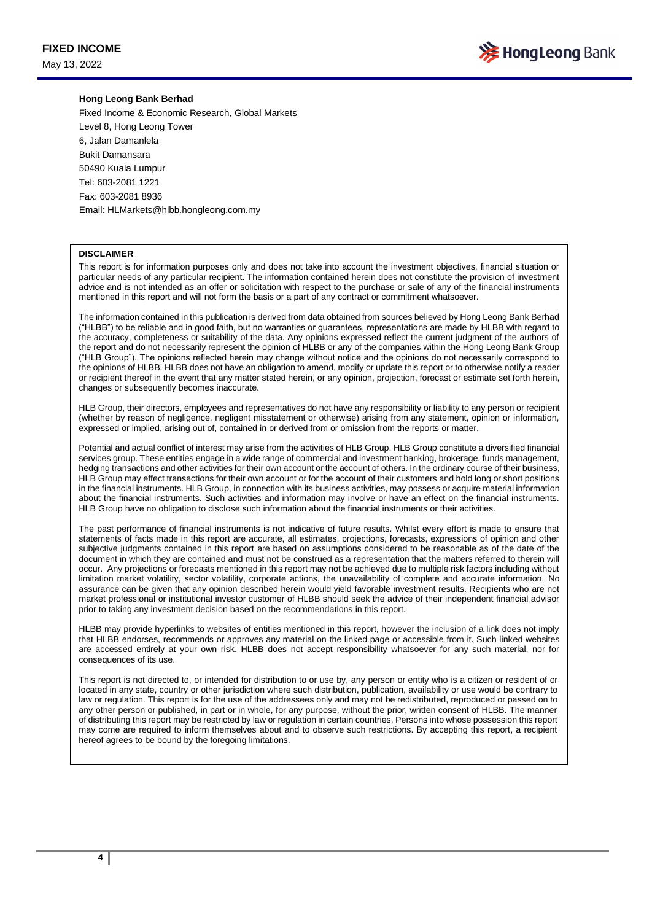**Hong Leong Bank Berhad**

Fixed Income & Economic Research, Global Markets
Level 8, Hong Leong Tower
6, Jalan Damanlela
Bukit Damansara
50490 Kuala Lumpur
Tel: 603-2081 1221
Fax: 603-2081 8936
Email: HLMarkets@hlbb.hongleong.com.my

**DISCLAIMER**

This report is for information purposes only and does not take into account the investment objectives, financial situation or particular needs of any particular recipient. The information contained herein does not constitute the provision of investment advice and is not intended as an offer or solicitation with respect to the purchase or sale of any of the financial instruments mentioned in this report and will not form the basis or a part of any contract or commitment whatsoever.

The information contained in this publication is derived from data obtained from sources believed by Hong Leong Bank Berhad ("HLBB") to be reliable and in good faith, but no warranties or guarantees, representations are made by HLBB with regard to the accuracy, completeness or suitability of the data. Any opinions expressed reflect the current judgment of the authors of the report and do not necessarily represent the opinion of HLBB or any of the companies within the Hong Leong Bank Group ("HLB Group"). The opinions reflected herein may change without notice and the opinions do not necessarily correspond to the opinions of HLBB. HLBB does not have an obligation to amend, modify or update this report or to otherwise notify a reader or recipient thereof in the event that any matter stated herein, or any opinion, projection, forecast or estimate set forth herein, changes or subsequently becomes inaccurate.

HLB Group, their directors, employees and representatives do not have any responsibility or liability to any person or recipient (whether by reason of negligence, negligent misstatement or otherwise) arising from any statement, opinion or information, expressed or implied, arising out of, contained in or derived from or omission from the reports or matter.

Potential and actual conflict of interest may arise from the activities of HLB Group. HLB Group constitute a diversified financial services group. These entities engage in a wide range of commercial and investment banking, brokerage, funds management, hedging transactions and other activities for their own account or the account of others. In the ordinary course of their business, HLB Group may effect transactions for their own account or for the account of their customers and hold long or short positions in the financial instruments. HLB Group, in connection with its business activities, may possess or acquire material information about the financial instruments. Such activities and information may involve or have an effect on the financial instruments. HLB Group have no obligation to disclose such information about the financial instruments or their activities.

The past performance of financial instruments is not indicative of future results. Whilst every effort is made to ensure that statements of facts made in this report are accurate, all estimates, projections, forecasts, expressions of opinion and other subjective judgments contained in this report are based on assumptions considered to be reasonable as of the date of the document in which they are contained and must not be construed as a representation that the matters referred to therein will occur. Any projections or forecasts mentioned in this report may not be achieved due to multiple risk factors including without limitation market volatility, sector volatility, corporate actions, the unavailability of complete and accurate information. No assurance can be given that any opinion described herein would yield favorable investment results. Recipients who are not market professional or institutional investor customer of HLBB should seek the advice of their independent financial advisor prior to taking any investment decision based on the recommendations in this report.

HLBB may provide hyperlinks to websites of entities mentioned in this report, however the inclusion of a link does not imply that HLBB endorses, recommends or approves any material on the linked page or accessible from it. Such linked websites are accessed entirely at your own risk. HLBB does not accept responsibility whatsoever for any such material, nor for consequences of its use.

This report is not directed to, or intended for distribution to or use by, any person or entity who is a citizen or resident of or located in any state, country or other jurisdiction where such distribution, publication, availability or use would be contrary to law or regulation. This report is for the use of the addressees only and may not be redistributed, reproduced or passed on to any other person or published, in part or in whole, for any purpose, without the prior, written consent of HLBB. The manner of distributing this report may be restricted by law or regulation in certain countries. Persons into whose possession this report may come are required to inform themselves about and to observe such restrictions. By accepting this report, a recipient hereof agrees to be bound by the foregoing limitations.